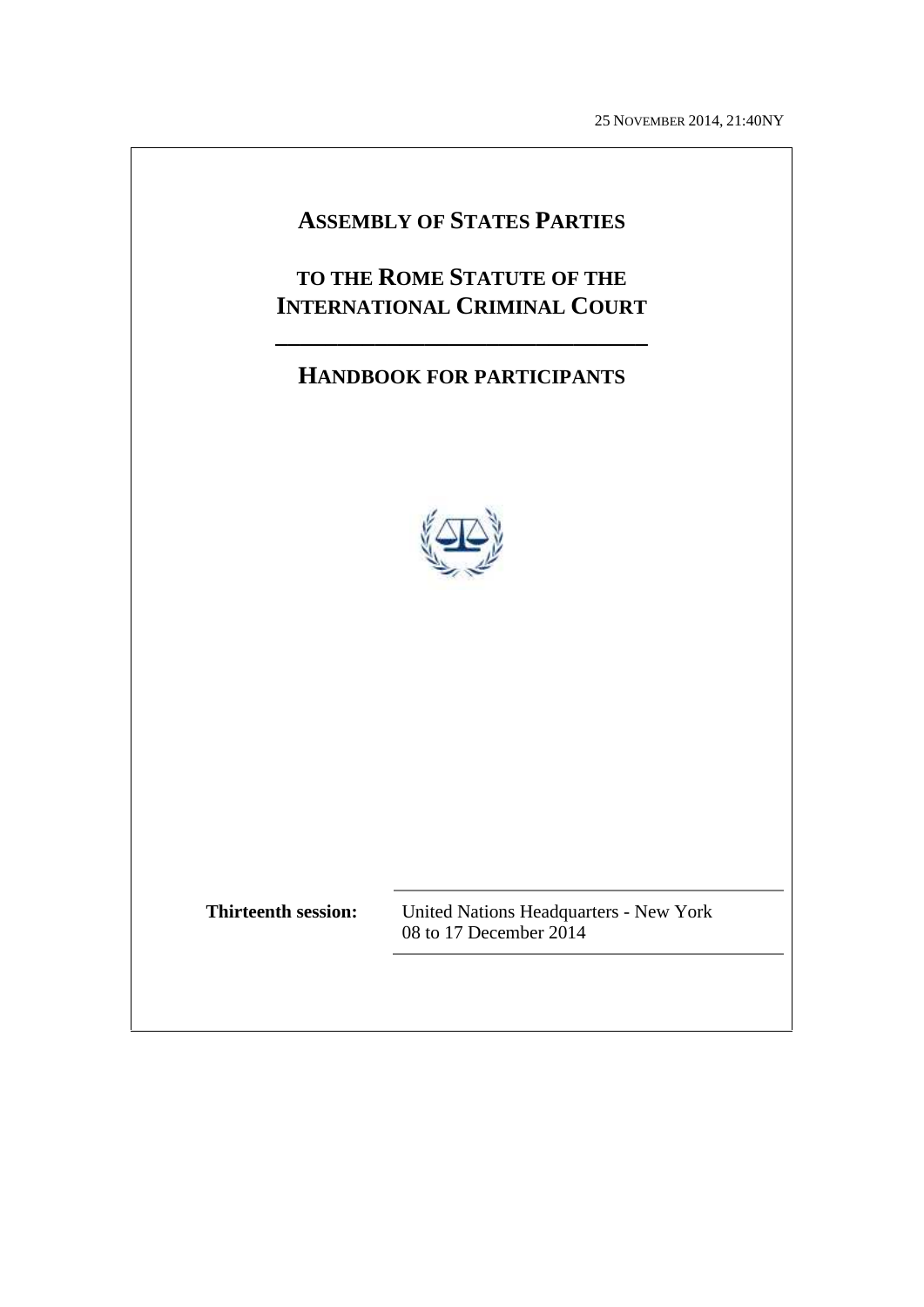25 NOVEMBER 2014, 21:40NY

# ASSEMBLY OF STATES PARTIES

# TO THE ROME STATUTE OF THE INTERNATIONAL CRIMINAL COURT

## HANDBOOK FOR PARTICIPANTS

**Thirteenth session:** United Nations Headquarters - New York
08 to 17 December 2014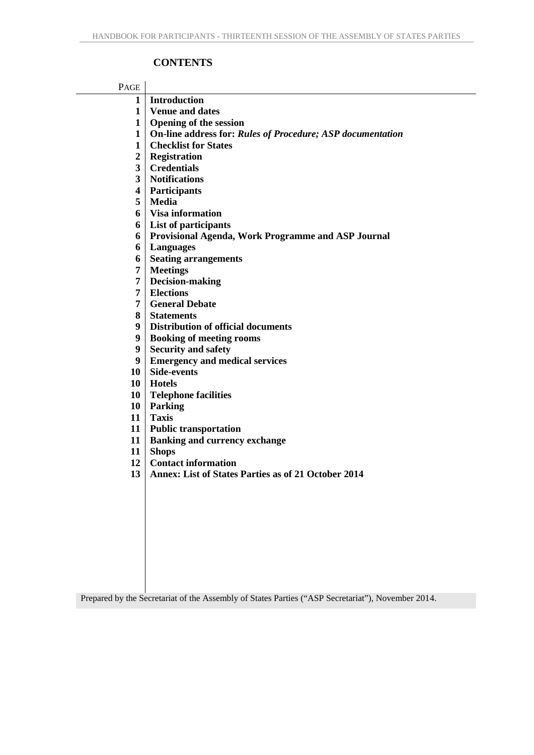## CONTENTS

| PAGE | |
|---|---|
| 1 | **Introduction** |
| 1 | **Venue and dates** |
| 1 | **Opening of the session** |
| 1 | **On-line address for: *Rules of Procedure; ASP documentation*** |
| 1 | **Checklist for States** |
| 2 | **Registration** |
| 3 | **Credentials** |
| 3 | **Notifications** |
| 4 | **Participants** |
| 5 | **Media** |
| 6 | **Visa information** |
| 6 | **List of participants** |
| 6 | **Provisional Agenda, Work Programme and ASP Journal** |
| 6 | **Languages** |
| 6 | **Seating arrangements** |
| 7 | **Meetings** |
| 7 | **Decision-making** |
| 7 | **Elections** |
| 7 | **General Debate** |
| 8 | **Statements** |
| 9 | **Distribution of official documents** |
| 9 | **Booking of meeting rooms** |
| 9 | **Security and safety** |
| 9 | **Emergency and medical services** |
| 10 | **Side-events** |
| 10 | **Hotels** |
| 10 | **Telephone facilities** |
| 10 | **Parking** |
| 11 | **Taxis** |
| 11 | **Public transportation** |
| 11 | **Banking and currency exchange** |
| 11 | **Shops** |
| 12 | **Contact information** |
| 13 | **Annex: List of States Parties as of 21 October 2014** |

Prepared by the Secretariat of the Assembly of States Parties ("ASP Secretariat"), November 2014.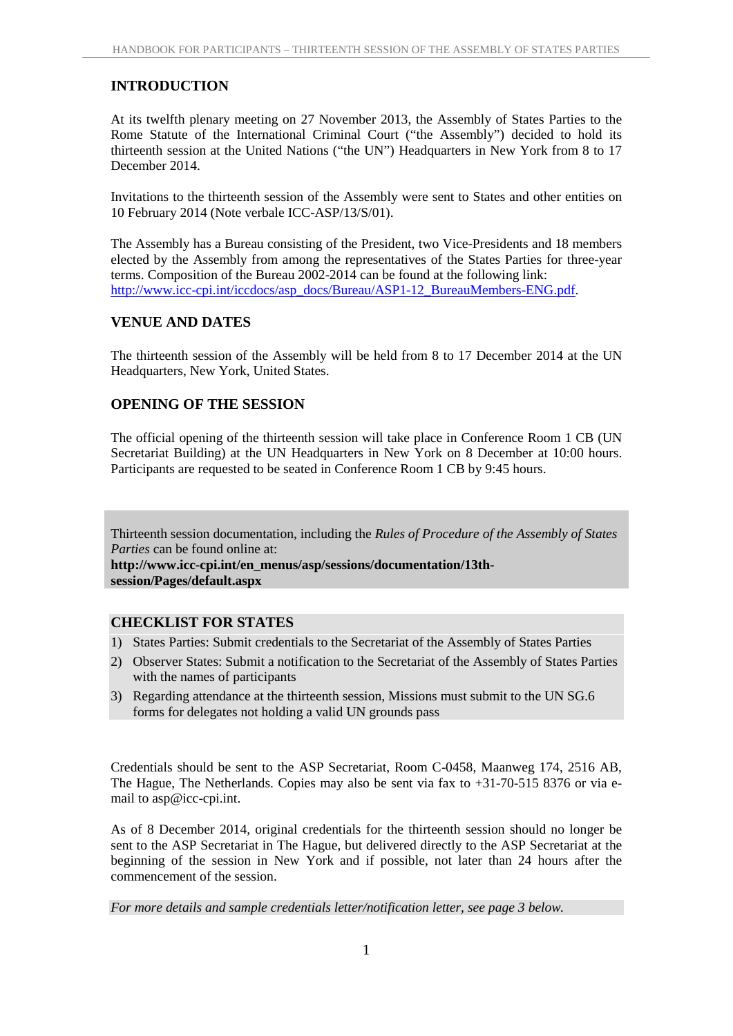## INTRODUCTION

At its twelfth plenary meeting on 27 November 2013, the Assembly of States Parties to the Rome Statute of the International Criminal Court ("the Assembly") decided to hold its thirteenth session at the United Nations ("the UN") Headquarters in New York from 8 to 17 December 2014.

Invitations to the thirteenth session of the Assembly were sent to States and other entities on 10 February 2014 (Note verbale ICC-ASP/13/S/01).

The Assembly has a Bureau consisting of the President, two Vice-Presidents and 18 members elected by the Assembly from among the representatives of the States Parties for three-year terms. Composition of the Bureau 2002-2014 can be found at the following link: http://www.icc-cpi.int/iccdocs/asp_docs/Bureau/ASP1-12_BureauMembers-ENG.pdf.

## VENUE AND DATES

The thirteenth session of the Assembly will be held from 8 to 17 December 2014 at the UN Headquarters, New York, United States.

## OPENING OF THE SESSION

The official opening of the thirteenth session will take place in Conference Room 1 CB (UN Secretariat Building) at the UN Headquarters in New York on 8 December at 10:00 hours. Participants are requested to be seated in Conference Room 1 CB by 9:45 hours.

Thirteenth session documentation, including the *Rules of Procedure of the Assembly of States Parties* can be found online at:
**http://www.icc-cpi.int/en_menus/asp/sessions/documentation/13th-session/Pages/default.aspx**

## CHECKLIST FOR STATES

1) States Parties: Submit credentials to the Secretariat of the Assembly of States Parties
2) Observer States: Submit a notification to the Secretariat of the Assembly of States Parties with the names of participants
3) Regarding attendance at the thirteenth session, Missions must submit to the UN SG.6 forms for delegates not holding a valid UN grounds pass

Credentials should be sent to the ASP Secretariat, Room C-0458, Maanweg 174, 2516 AB, The Hague, The Netherlands. Copies may also be sent via fax to +31-70-515 8376 or via e-mail to asp@icc-cpi.int.

As of 8 December 2014, original credentials for the thirteenth session should no longer be sent to the ASP Secretariat in The Hague, but delivered directly to the ASP Secretariat at the beginning of the session in New York and if possible, not later than 24 hours after the commencement of the session.

*For more details and sample credentials letter/notification letter, see page 3 below.*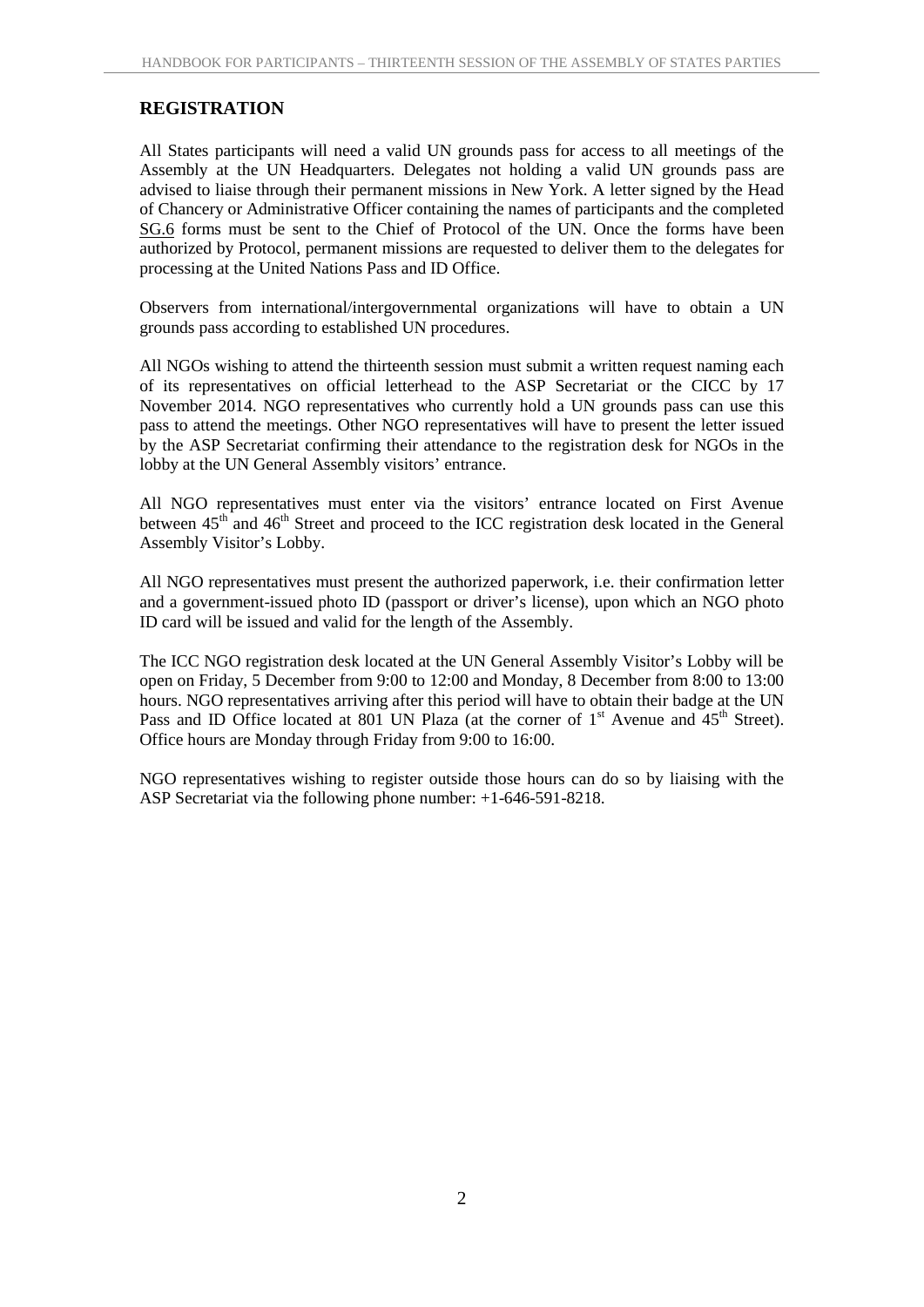## REGISTRATION

All States participants will need a valid UN grounds pass for access to all meetings of the Assembly at the UN Headquarters. Delegates not holding a valid UN grounds pass are advised to liaise through their permanent missions in New York. A letter signed by the Head of Chancery or Administrative Officer containing the names of participants and the completed SG.6 forms must be sent to the Chief of Protocol of the UN. Once the forms have been authorized by Protocol, permanent missions are requested to deliver them to the delegates for processing at the United Nations Pass and ID Office.

Observers from international/intergovernmental organizations will have to obtain a UN grounds pass according to established UN procedures.

All NGOs wishing to attend the thirteenth session must submit a written request naming each of its representatives on official letterhead to the ASP Secretariat or the CICC by 17 November 2014. NGO representatives who currently hold a UN grounds pass can use this pass to attend the meetings. Other NGO representatives will have to present the letter issued by the ASP Secretariat confirming their attendance to the registration desk for NGOs in the lobby at the UN General Assembly visitors' entrance.

All NGO representatives must enter via the visitors' entrance located on First Avenue between 45th and 46th Street and proceed to the ICC registration desk located in the General Assembly Visitor's Lobby.

All NGO representatives must present the authorized paperwork, i.e. their confirmation letter and a government-issued photo ID (passport or driver's license), upon which an NGO photo ID card will be issued and valid for the length of the Assembly.

The ICC NGO registration desk located at the UN General Assembly Visitor's Lobby will be open on Friday, 5 December from 9:00 to 12:00 and Monday, 8 December from 8:00 to 13:00 hours. NGO representatives arriving after this period will have to obtain their badge at the UN Pass and ID Office located at 801 UN Plaza (at the corner of 1st Avenue and 45th Street). Office hours are Monday through Friday from 9:00 to 16:00.

NGO representatives wishing to register outside those hours can do so by liaising with the ASP Secretariat via the following phone number: +1-646-591-8218.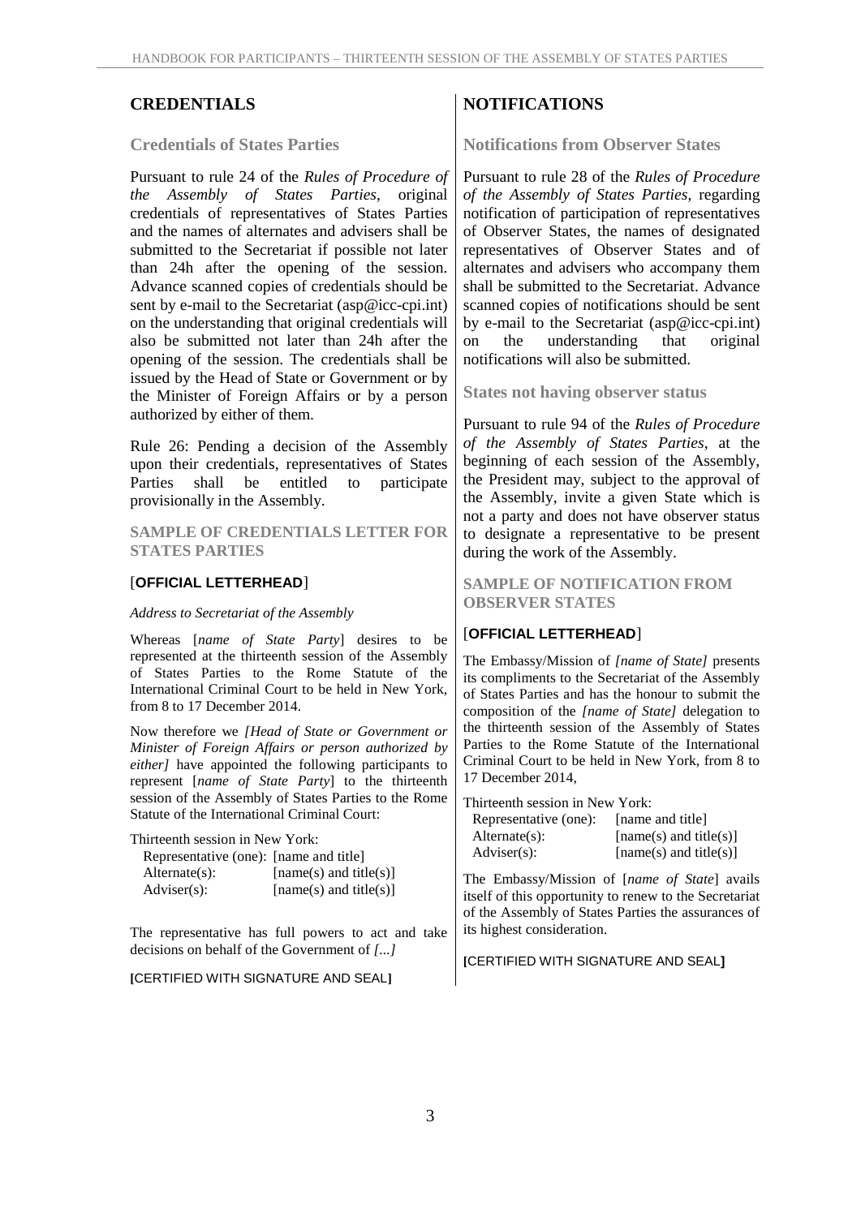## CREDENTIALS

### Credentials of States Parties

Pursuant to rule 24 of the *Rules of Procedure of the Assembly of States Parties*, original credentials of representatives of States Parties and the names of alternates and advisers shall be submitted to the Secretariat if possible not later than 24h after the opening of the session. Advance scanned copies of credentials should be sent by e-mail to the Secretariat (asp@icc-cpi.int) on the understanding that original credentials will also be submitted not later than 24h after the opening of the session. The credentials shall be issued by the Head of State or Government or by the Minister of Foreign Affairs or by a person authorized by either of them.

Rule 26: Pending a decision of the Assembly upon their credentials, representatives of States Parties shall be entitled to participate provisionally in the Assembly.

#### SAMPLE OF CREDENTIALS LETTER FOR STATES PARTIES

[**OFFICIAL LETTERHEAD**]

*Address to Secretariat of the Assembly*

Whereas [*name of State Party*] desires to be represented at the thirteenth session of the Assembly of States Parties to the Rome Statute of the International Criminal Court to be held in New York, from 8 to 17 December 2014.

Now therefore we *[Head of State or Government or Minister of Foreign Affairs or person authorized by either]* have appointed the following participants to represent [*name of State Party*] to the thirteenth session of the Assembly of States Parties to the Rome Statute of the International Criminal Court:

Thirteenth session in New York:

| | |
|---|---|
| Representative (one): | [name and title] |
| Alternate(s): | [name(s) and title(s)] |
| Adviser(s): | [name(s) and title(s)] |

The representative has full powers to act and take decisions on behalf of the Government of *[...]*

**[**CERTIFIED WITH SIGNATURE AND SEAL**]**

## NOTIFICATIONS

### Notifications from Observer States

Pursuant to rule 28 of the *Rules of Procedure of the Assembly of States Parties*, regarding notification of participation of representatives of Observer States, the names of designated representatives of Observer States and of alternates and advisers who accompany them shall be submitted to the Secretariat. Advance scanned copies of notifications should be sent by e-mail to the Secretariat (asp@icc-cpi.int) on the understanding that original notifications will also be submitted.

### States not having observer status

Pursuant to rule 94 of the *Rules of Procedure of the Assembly of States Parties*, at the beginning of each session of the Assembly, the President may, subject to the approval of the Assembly, invite a given State which is not a party and does not have observer status to designate a representative to be present during the work of the Assembly.

#### SAMPLE OF NOTIFICATION FROM OBSERVER STATES

[**OFFICIAL LETTERHEAD**]

The Embassy/Mission of *[name of State]* presents its compliments to the Secretariat of the Assembly of States Parties and has the honour to submit the composition of the *[name of State]* delegation to the thirteenth session of the Assembly of States Parties to the Rome Statute of the International Criminal Court to be held in New York, from 8 to 17 December 2014,

Thirteenth session in New York:

| | |
|---|---|
| Representative (one): | [name and title] |
| Alternate(s): | [name(s) and title(s)] |
| Adviser(s): | [name(s) and title(s)] |

The Embassy/Mission of [*name of State*] avails itself of this opportunity to renew to the Secretariat of the Assembly of States Parties the assurances of its highest consideration.

**[**CERTIFIED WITH SIGNATURE AND SEAL**]**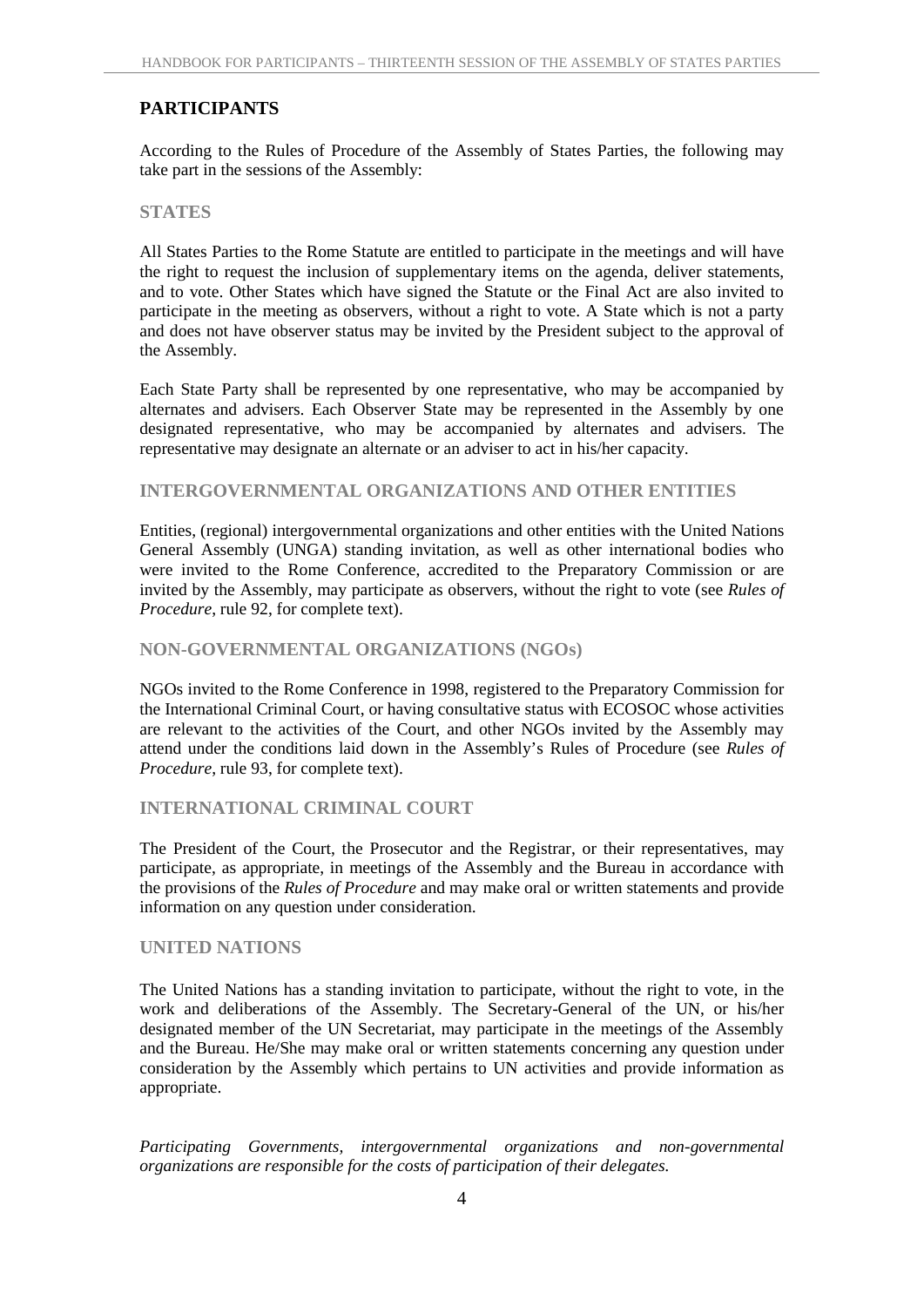## PARTICIPANTS

According to the Rules of Procedure of the Assembly of States Parties, the following may take part in the sessions of the Assembly:

### STATES

All States Parties to the Rome Statute are entitled to participate in the meetings and will have the right to request the inclusion of supplementary items on the agenda, deliver statements, and to vote. Other States which have signed the Statute or the Final Act are also invited to participate in the meeting as observers, without a right to vote. A State which is not a party and does not have observer status may be invited by the President subject to the approval of the Assembly.

Each State Party shall be represented by one representative, who may be accompanied by alternates and advisers. Each Observer State may be represented in the Assembly by one designated representative, who may be accompanied by alternates and advisers. The representative may designate an alternate or an adviser to act in his/her capacity.

### INTERGOVERNMENTAL ORGANIZATIONS AND OTHER ENTITIES

Entities, (regional) intergovernmental organizations and other entities with the United Nations General Assembly (UNGA) standing invitation, as well as other international bodies who were invited to the Rome Conference, accredited to the Preparatory Commission or are invited by the Assembly, may participate as observers, without the right to vote (see *Rules of Procedure*, rule 92, for complete text).

### NON-GOVERNMENTAL ORGANIZATIONS (NGOs)

NGOs invited to the Rome Conference in 1998, registered to the Preparatory Commission for the International Criminal Court, or having consultative status with ECOSOC whose activities are relevant to the activities of the Court, and other NGOs invited by the Assembly may attend under the conditions laid down in the Assembly's Rules of Procedure (see *Rules of Procedure*, rule 93, for complete text).

### INTERNATIONAL CRIMINAL COURT

The President of the Court, the Prosecutor and the Registrar, or their representatives, may participate, as appropriate, in meetings of the Assembly and the Bureau in accordance with the provisions of the *Rules of Procedure* and may make oral or written statements and provide information on any question under consideration.

### UNITED NATIONS

The United Nations has a standing invitation to participate, without the right to vote, in the work and deliberations of the Assembly. The Secretary-General of the UN, or his/her designated member of the UN Secretariat, may participate in the meetings of the Assembly and the Bureau. He/She may make oral or written statements concerning any question under consideration by the Assembly which pertains to UN activities and provide information as appropriate.

*Participating Governments, intergovernmental organizations and non-governmental organizations are responsible for the costs of participation of their delegates.*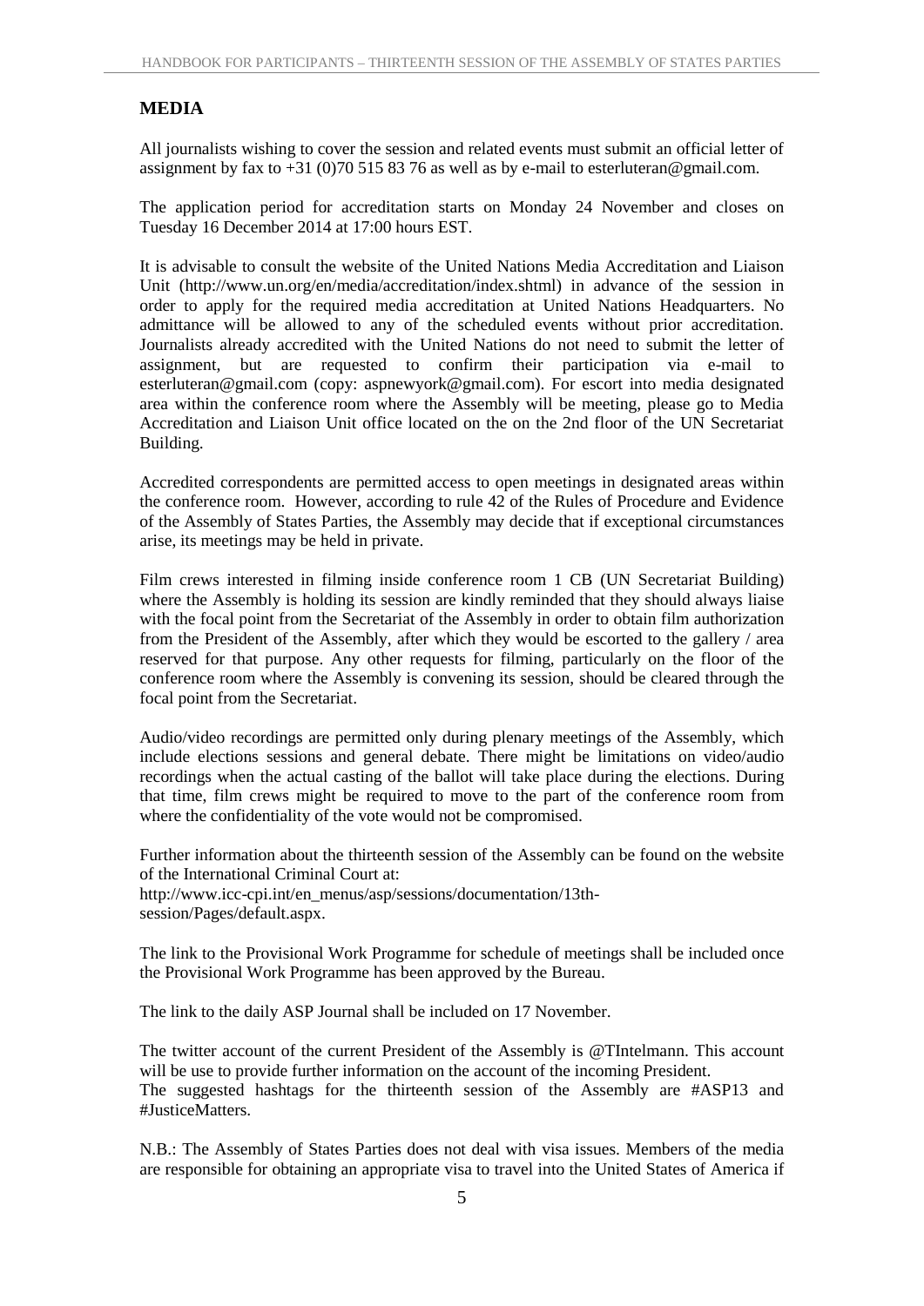## MEDIA

All journalists wishing to cover the session and related events must submit an official letter of assignment by fax to +31 (0)70 515 83 76 as well as by e-mail to esterluteran@gmail.com.

The application period for accreditation starts on Monday 24 November and closes on Tuesday 16 December 2014 at 17:00 hours EST.

It is advisable to consult the website of the United Nations Media Accreditation and Liaison Unit (http://www.un.org/en/media/accreditation/index.shtml) in advance of the session in order to apply for the required media accreditation at United Nations Headquarters. No admittance will be allowed to any of the scheduled events without prior accreditation. Journalists already accredited with the United Nations do not need to submit the letter of assignment, but are requested to confirm their participation via e-mail to esterluteran@gmail.com (copy: aspnewyork@gmail.com). For escort into media designated area within the conference room where the Assembly will be meeting, please go to Media Accreditation and Liaison Unit office located on the on the 2nd floor of the UN Secretariat Building.

Accredited correspondents are permitted access to open meetings in designated areas within the conference room. However, according to rule 42 of the Rules of Procedure and Evidence of the Assembly of States Parties, the Assembly may decide that if exceptional circumstances arise, its meetings may be held in private.

Film crews interested in filming inside conference room 1 CB (UN Secretariat Building) where the Assembly is holding its session are kindly reminded that they should always liaise with the focal point from the Secretariat of the Assembly in order to obtain film authorization from the President of the Assembly, after which they would be escorted to the gallery / area reserved for that purpose. Any other requests for filming, particularly on the floor of the conference room where the Assembly is convening its session, should be cleared through the focal point from the Secretariat.

Audio/video recordings are permitted only during plenary meetings of the Assembly, which include elections sessions and general debate. There might be limitations on video/audio recordings when the actual casting of the ballot will take place during the elections. During that time, film crews might be required to move to the part of the conference room from where the confidentiality of the vote would not be compromised.

Further information about the thirteenth session of the Assembly can be found on the website of the International Criminal Court at:
http://www.icc-cpi.int/en_menus/asp/sessions/documentation/13th-session/Pages/default.aspx.

The link to the Provisional Work Programme for schedule of meetings shall be included once the Provisional Work Programme has been approved by the Bureau.

The link to the daily ASP Journal shall be included on 17 November.

The twitter account of the current President of the Assembly is @TIntelmann. This account will be use to provide further information on the account of the incoming President.
The suggested hashtags for the thirteenth session of the Assembly are #ASP13 and #JusticeMatters.

N.B.: The Assembly of States Parties does not deal with visa issues. Members of the media are responsible for obtaining an appropriate visa to travel into the United States of America if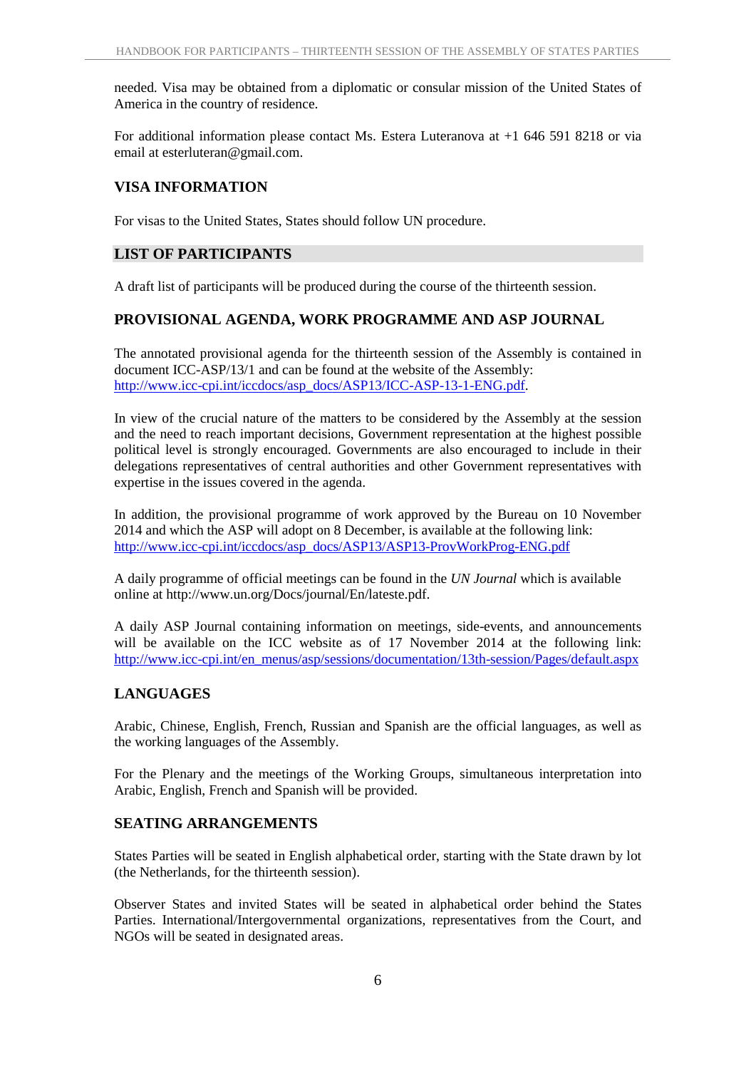needed. Visa may be obtained from a diplomatic or consular mission of the United States of America in the country of residence.

For additional information please contact Ms. Estera Luteranova at +1 646 591 8218 or via email at esterluteran@gmail.com.

## VISA INFORMATION

For visas to the United States, States should follow UN procedure.

## LIST OF PARTICIPANTS

A draft list of participants will be produced during the course of the thirteenth session.

## PROVISIONAL AGENDA, WORK PROGRAMME AND ASP JOURNAL

The annotated provisional agenda for the thirteenth session of the Assembly is contained in document ICC-ASP/13/1 and can be found at the website of the Assembly: http://www.icc-cpi.int/iccdocs/asp_docs/ASP13/ICC-ASP-13-1-ENG.pdf.

In view of the crucial nature of the matters to be considered by the Assembly at the session and the need to reach important decisions, Government representation at the highest possible political level is strongly encouraged. Governments are also encouraged to include in their delegations representatives of central authorities and other Government representatives with expertise in the issues covered in the agenda.

In addition, the provisional programme of work approved by the Bureau on 10 November 2014 and which the ASP will adopt on 8 December, is available at the following link: http://www.icc-cpi.int/iccdocs/asp_docs/ASP13/ASP13-ProvWorkProg-ENG.pdf

A daily programme of official meetings can be found in the *UN Journal* which is available online at http://www.un.org/Docs/journal/En/lateste.pdf.

A daily ASP Journal containing information on meetings, side-events, and announcements will be available on the ICC website as of 17 November 2014 at the following link: http://www.icc-cpi.int/en_menus/asp/sessions/documentation/13th-session/Pages/default.aspx

## LANGUAGES

Arabic, Chinese, English, French, Russian and Spanish are the official languages, as well as the working languages of the Assembly.

For the Plenary and the meetings of the Working Groups, simultaneous interpretation into Arabic, English, French and Spanish will be provided.

## SEATING ARRANGEMENTS

States Parties will be seated in English alphabetical order, starting with the State drawn by lot (the Netherlands, for the thirteenth session).

Observer States and invited States will be seated in alphabetical order behind the States Parties. International/Intergovernmental organizations, representatives from the Court, and NGOs will be seated in designated areas.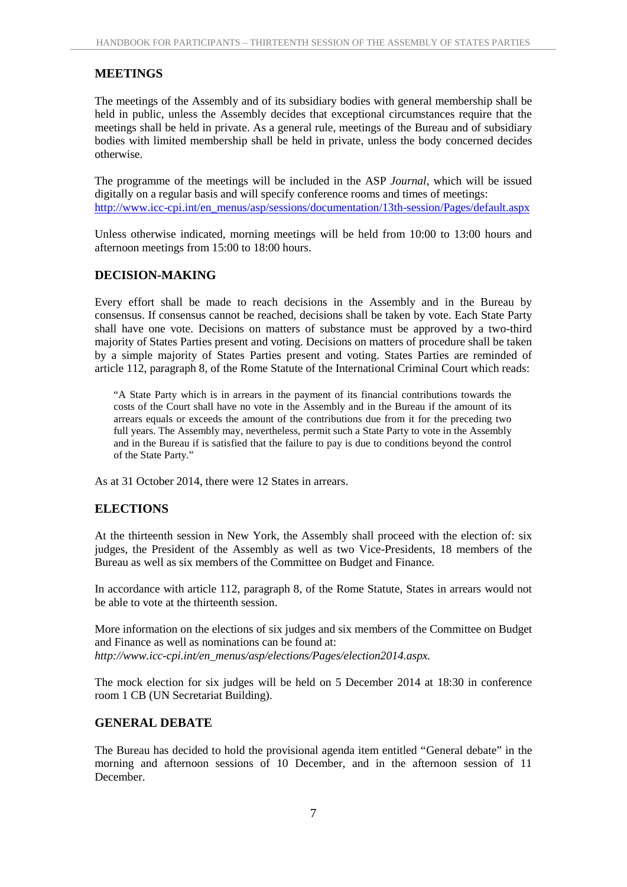## MEETINGS

The meetings of the Assembly and of its subsidiary bodies with general membership shall be held in public, unless the Assembly decides that exceptional circumstances require that the meetings shall be held in private. As a general rule, meetings of the Bureau and of subsidiary bodies with limited membership shall be held in private, unless the body concerned decides otherwise.

The programme of the meetings will be included in the ASP *Journal*, which will be issued digitally on a regular basis and will specify conference rooms and times of meetings: [http://www.icc-cpi.int/en_menus/asp/sessions/documentation/13th-session/Pages/default.aspx](http://www.icc-cpi.int/en_menus/asp/sessions/documentation/13th-session/Pages/default.aspx)

Unless otherwise indicated, morning meetings will be held from 10:00 to 13:00 hours and afternoon meetings from 15:00 to 18:00 hours.

## DECISION-MAKING

Every effort shall be made to reach decisions in the Assembly and in the Bureau by consensus. If consensus cannot be reached, decisions shall be taken by vote. Each State Party shall have one vote. Decisions on matters of substance must be approved by a two-third majority of States Parties present and voting. Decisions on matters of procedure shall be taken by a simple majority of States Parties present and voting. States Parties are reminded of article 112, paragraph 8, of the Rome Statute of the International Criminal Court which reads:

> "A State Party which is in arrears in the payment of its financial contributions towards the costs of the Court shall have no vote in the Assembly and in the Bureau if the amount of its arrears equals or exceeds the amount of the contributions due from it for the preceding two full years. The Assembly may, nevertheless, permit such a State Party to vote in the Assembly and in the Bureau if is satisfied that the failure to pay is due to conditions beyond the control of the State Party."

As at 31 October 2014, there were 12 States in arrears.

## ELECTIONS

At the thirteenth session in New York, the Assembly shall proceed with the election of: six judges, the President of the Assembly as well as two Vice-Presidents, 18 members of the Bureau as well as six members of the Committee on Budget and Finance.

In accordance with article 112, paragraph 8, of the Rome Statute, States in arrears would not be able to vote at the thirteenth session.

More information on the elections of six judges and six members of the Committee on Budget and Finance as well as nominations can be found at:
*http://www.icc-cpi.int/en_menus/asp/elections/Pages/election2014.aspx.*

The mock election for six judges will be held on 5 December 2014 at 18:30 in conference room 1 CB (UN Secretariat Building).

## GENERAL DEBATE

The Bureau has decided to hold the provisional agenda item entitled "General debate" in the morning and afternoon sessions of 10 December, and in the afternoon session of 11 December.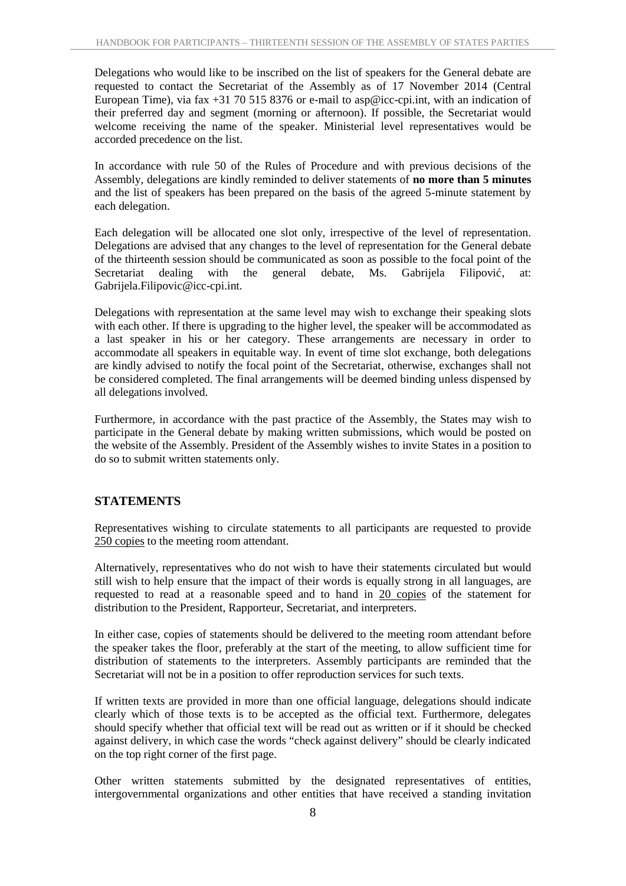Delegations who would like to be inscribed on the list of speakers for the General debate are requested to contact the Secretariat of the Assembly as of 17 November 2014 (Central European Time), via fax +31 70 515 8376 or e-mail to asp@icc-cpi.int, with an indication of their preferred day and segment (morning or afternoon). If possible, the Secretariat would welcome receiving the name of the speaker. Ministerial level representatives would be accorded precedence on the list.

In accordance with rule 50 of the Rules of Procedure and with previous decisions of the Assembly, delegations are kindly reminded to deliver statements of **no more than 5 minutes** and the list of speakers has been prepared on the basis of the agreed 5-minute statement by each delegation.

Each delegation will be allocated one slot only, irrespective of the level of representation. Delegations are advised that any changes to the level of representation for the General debate of the thirteenth session should be communicated as soon as possible to the focal point of the Secretariat dealing with the general debate, Ms. Gabrijela Filipović, at: Gabrijela.Filipovic@icc-cpi.int.

Delegations with representation at the same level may wish to exchange their speaking slots with each other. If there is upgrading to the higher level, the speaker will be accommodated as a last speaker in his or her category. These arrangements are necessary in order to accommodate all speakers in equitable way. In event of time slot exchange, both delegations are kindly advised to notify the focal point of the Secretariat, otherwise, exchanges shall not be considered completed. The final arrangements will be deemed binding unless dispensed by all delegations involved.

Furthermore, in accordance with the past practice of the Assembly, the States may wish to participate in the General debate by making written submissions, which would be posted on the website of the Assembly. President of the Assembly wishes to invite States in a position to do so to submit written statements only.

## STATEMENTS

Representatives wishing to circulate statements to all participants are requested to provide <u>250 copies</u> to the meeting room attendant.

Alternatively, representatives who do not wish to have their statements circulated but would still wish to help ensure that the impact of their words is equally strong in all languages, are requested to read at a reasonable speed and to hand in <u>20 copies</u> of the statement for distribution to the President, Rapporteur, Secretariat, and interpreters.

In either case, copies of statements should be delivered to the meeting room attendant before the speaker takes the floor, preferably at the start of the meeting, to allow sufficient time for distribution of statements to the interpreters. Assembly participants are reminded that the Secretariat will not be in a position to offer reproduction services for such texts.

If written texts are provided in more than one official language, delegations should indicate clearly which of those texts is to be accepted as the official text. Furthermore, delegates should specify whether that official text will be read out as written or if it should be checked against delivery, in which case the words "check against delivery" should be clearly indicated on the top right corner of the first page.

Other written statements submitted by the designated representatives of entities, intergovernmental organizations and other entities that have received a standing invitation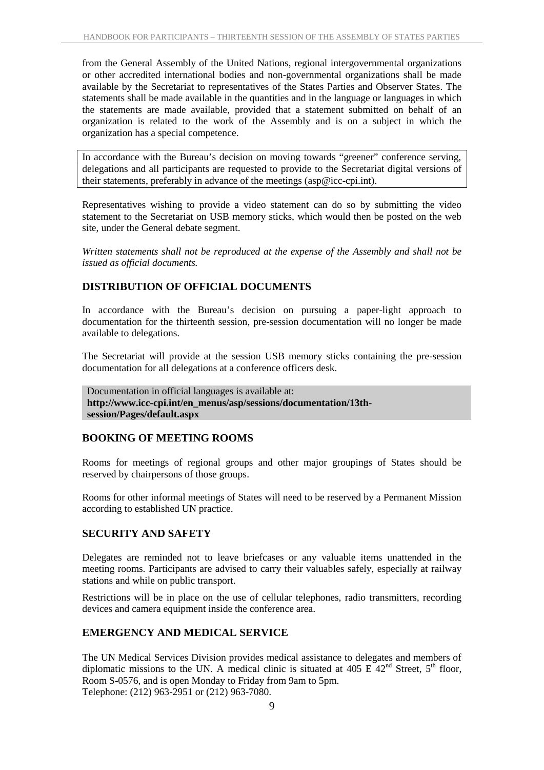from the General Assembly of the United Nations, regional intergovernmental organizations or other accredited international bodies and non-governmental organizations shall be made available by the Secretariat to representatives of the States Parties and Observer States. The statements shall be made available in the quantities and in the language or languages in which the statements are made available, provided that a statement submitted on behalf of an organization is related to the work of the Assembly and is on a subject in which the organization has a special competence.

In accordance with the Bureau's decision on moving towards "greener" conference serving, delegations and all participants are requested to provide to the Secretariat digital versions of their statements, preferably in advance of the meetings (asp@icc-cpi.int).

Representatives wishing to provide a video statement can do so by submitting the video statement to the Secretariat on USB memory sticks, which would then be posted on the web site, under the General debate segment.

*Written statements shall not be reproduced at the expense of the Assembly and shall not be issued as official documents.*

## DISTRIBUTION OF OFFICIAL DOCUMENTS

In accordance with the Bureau's decision on pursuing a paper-light approach to documentation for the thirteenth session, pre-session documentation will no longer be made available to delegations.

The Secretariat will provide at the session USB memory sticks containing the pre-session documentation for all delegations at a conference officers desk.

Documentation in official languages is available at:
**http://www.icc-cpi.int/en_menus/asp/sessions/documentation/13th-session/Pages/default.aspx**

## BOOKING OF MEETING ROOMS

Rooms for meetings of regional groups and other major groupings of States should be reserved by chairpersons of those groups.

Rooms for other informal meetings of States will need to be reserved by a Permanent Mission according to established UN practice.

## SECURITY AND SAFETY

Delegates are reminded not to leave briefcases or any valuable items unattended in the meeting rooms. Participants are advised to carry their valuables safely, especially at railway stations and while on public transport.

Restrictions will be in place on the use of cellular telephones, radio transmitters, recording devices and camera equipment inside the conference area.

## EMERGENCY AND MEDICAL SERVICE

The UN Medical Services Division provides medical assistance to delegates and members of diplomatic missions to the UN. A medical clinic is situated at 405 E 42nd Street, 5th floor, Room S-0576, and is open Monday to Friday from 9am to 5pm.
Telephone: (212) 963-2951 or (212) 963-7080.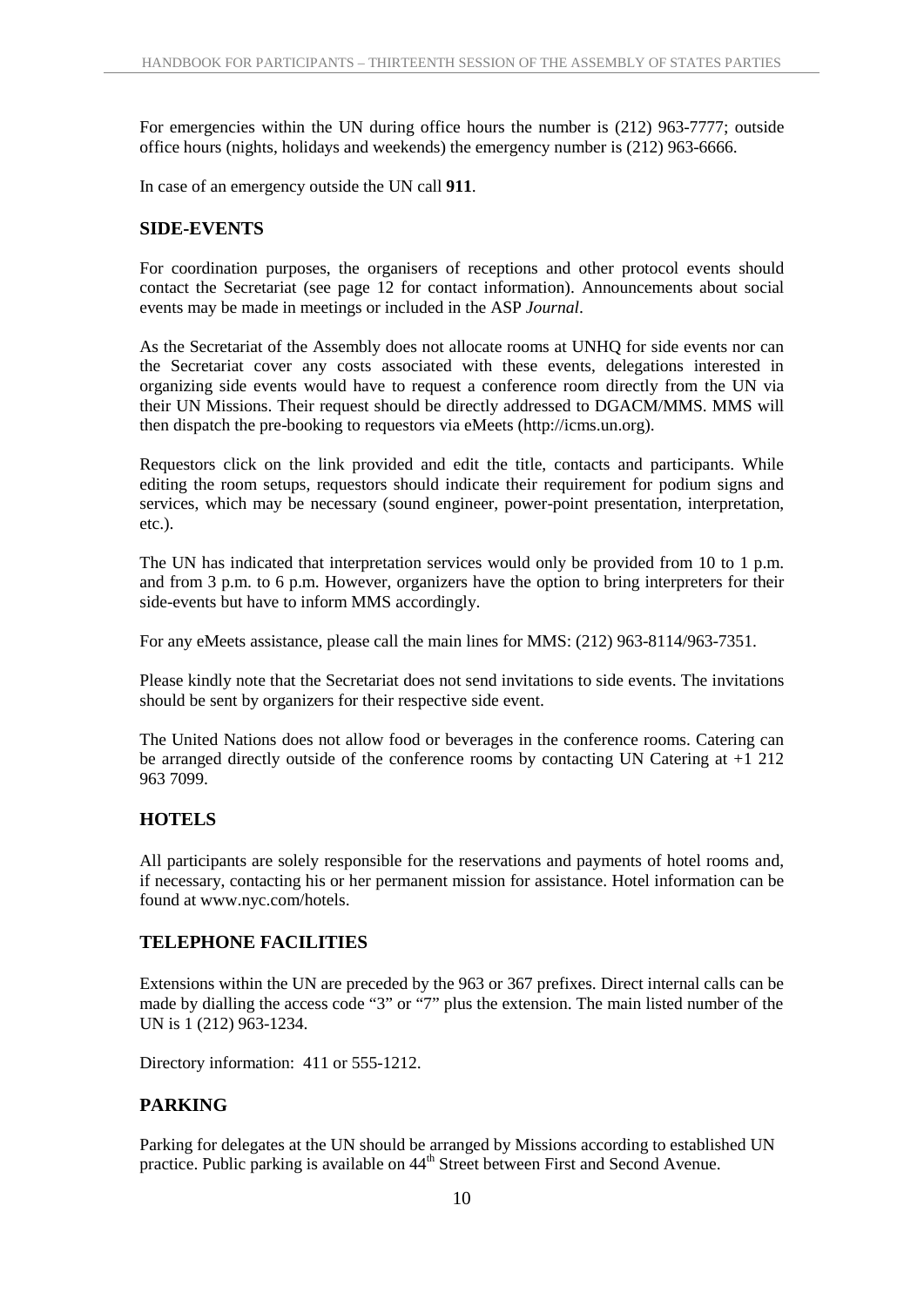For emergencies within the UN during office hours the number is (212) 963-7777; outside office hours (nights, holidays and weekends) the emergency number is (212) 963-6666.

In case of an emergency outside the UN call **911**.

## SIDE-EVENTS

For coordination purposes, the organisers of receptions and other protocol events should contact the Secretariat (see page 12 for contact information). Announcements about social events may be made in meetings or included in the ASP *Journal*.

As the Secretariat of the Assembly does not allocate rooms at UNHQ for side events nor can the Secretariat cover any costs associated with these events, delegations interested in organizing side events would have to request a conference room directly from the UN via their UN Missions. Their request should be directly addressed to DGACM/MMS. MMS will then dispatch the pre-booking to requestors via eMeets (http://icms.un.org).

Requestors click on the link provided and edit the title, contacts and participants. While editing the room setups, requestors should indicate their requirement for podium signs and services, which may be necessary (sound engineer, power-point presentation, interpretation, etc.).

The UN has indicated that interpretation services would only be provided from 10 to 1 p.m. and from 3 p.m. to 6 p.m. However, organizers have the option to bring interpreters for their side-events but have to inform MMS accordingly.

For any eMeets assistance, please call the main lines for MMS: (212) 963-8114/963-7351.

Please kindly note that the Secretariat does not send invitations to side events. The invitations should be sent by organizers for their respective side event.

The United Nations does not allow food or beverages in the conference rooms. Catering can be arranged directly outside of the conference rooms by contacting UN Catering at +1 212 963 7099.

## HOTELS

All participants are solely responsible for the reservations and payments of hotel rooms and, if necessary, contacting his or her permanent mission for assistance. Hotel information can be found at www.nyc.com/hotels.

## TELEPHONE FACILITIES

Extensions within the UN are preceded by the 963 or 367 prefixes. Direct internal calls can be made by dialling the access code "3" or "7" plus the extension. The main listed number of the UN is 1 (212) 963-1234.

Directory information: 411 or 555-1212.

## PARKING

Parking for delegates at the UN should be arranged by Missions according to established UN practice. Public parking is available on 44th Street between First and Second Avenue.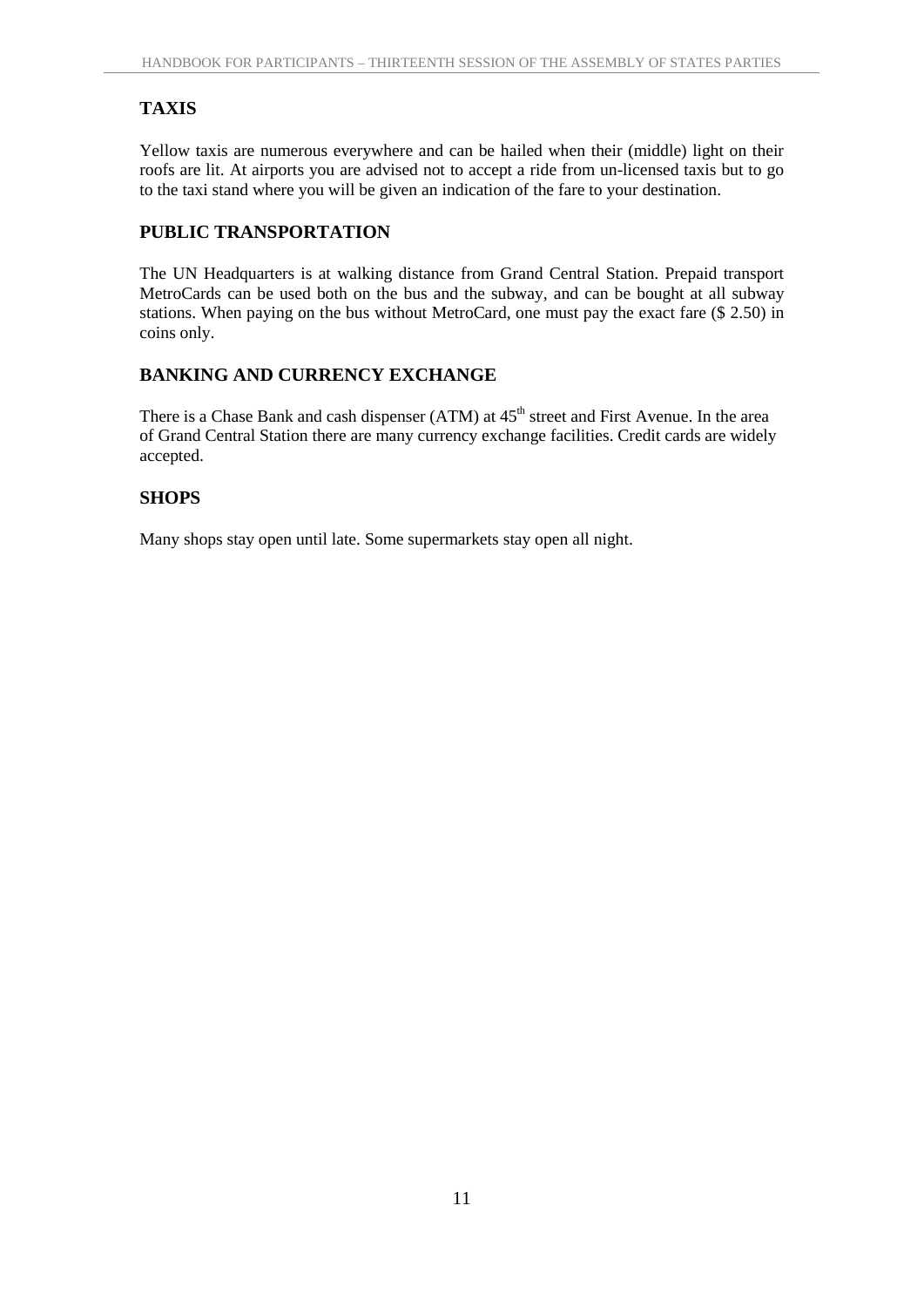## TAXIS

Yellow taxis are numerous everywhere and can be hailed when their (middle) light on their roofs are lit. At airports you are advised not to accept a ride from un-licensed taxis but to go to the taxi stand where you will be given an indication of the fare to your destination.

## PUBLIC TRANSPORTATION

The UN Headquarters is at walking distance from Grand Central Station. Prepaid transport MetroCards can be used both on the bus and the subway, and can be bought at all subway stations. When paying on the bus without MetroCard, one must pay the exact fare ($ 2.50) in coins only.

## BANKING AND CURRENCY EXCHANGE

There is a Chase Bank and cash dispenser (ATM) at 45th street and First Avenue. In the area of Grand Central Station there are many currency exchange facilities. Credit cards are widely accepted.

## SHOPS

Many shops stay open until late. Some supermarkets stay open all night.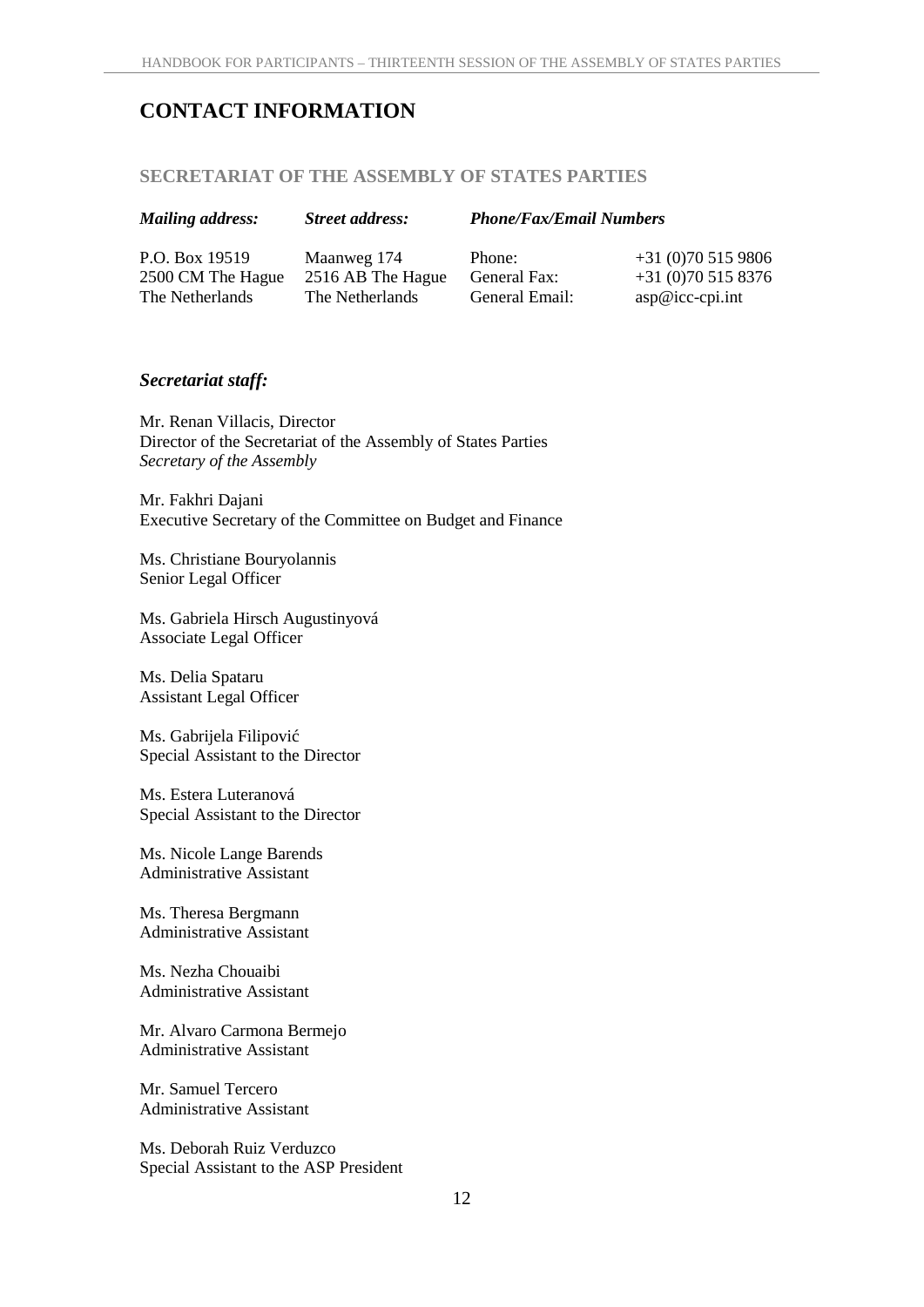# CONTACT INFORMATION

## SECRETARIAT OF THE ASSEMBLY OF STATES PARTIES

| *Mailing address:* | *Street address:* | *Phone/Fax/Email Numbers* | |
|---|---|---|---|
| P.O. Box 19519 | Maanweg 174 | Phone: | +31 (0)70 515 9806 |
| 2500 CM The Hague | 2516 AB The Hague | General Fax: | +31 (0)70 515 8376 |
| The Netherlands | The Netherlands | General Email: | asp@icc-cpi.int |

### *Secretariat staff:*

Mr. Renan Villacis, Director
Director of the Secretariat of the Assembly of States Parties
*Secretary of the Assembly*

Mr. Fakhri Dajani
Executive Secretary of the Committee on Budget and Finance

Ms. Christiane Bouryolannis
Senior Legal Officer

Ms. Gabriela Hirsch Augustinyová
Associate Legal Officer

Ms. Delia Spataru
Assistant Legal Officer

Ms. Gabrijela Filipović
Special Assistant to the Director

Ms. Estera Luteranová
Special Assistant to the Director

Ms. Nicole Lange Barends
Administrative Assistant

Ms. Theresa Bergmann
Administrative Assistant

Ms. Nezha Chouaibi
Administrative Assistant

Mr. Alvaro Carmona Bermejo
Administrative Assistant

Mr. Samuel Tercero
Administrative Assistant

Ms. Deborah Ruiz Verduzco
Special Assistant to the ASP President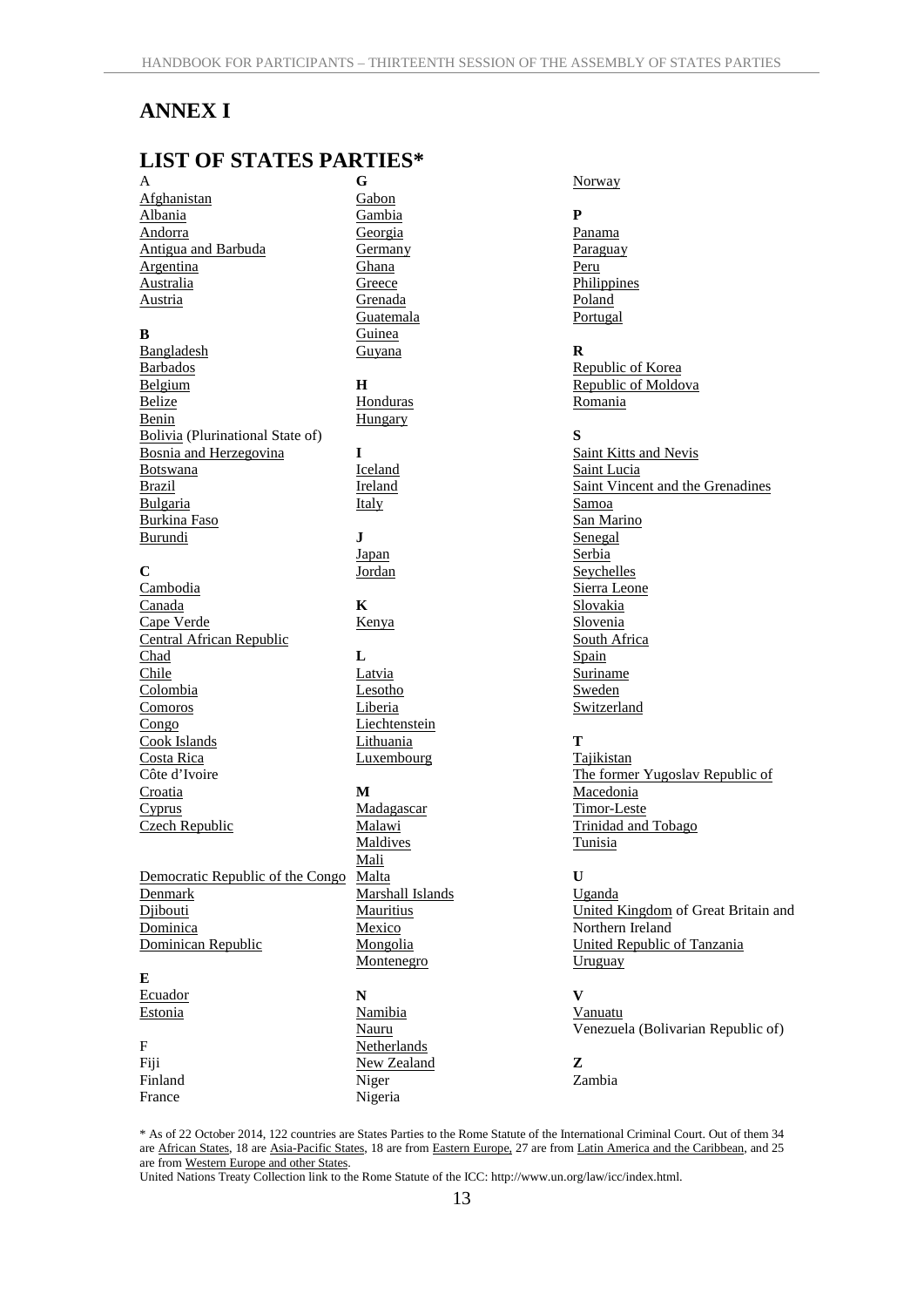# ANNEX I

## LIST OF STATES PARTIES*

A
Afghanistan
Albania
Andorra
Antigua and Barbuda
Argentina
Australia
Austria

**B**
Bangladesh
Barbados
Belgium
Belize
Benin
Bolivia (Plurinational State of)
Bosnia and Herzegovina
Botswana
Brazil
Bulgaria
Burkina Faso
Burundi

**C**
Cambodia
Canada
Cape Verde
Central African Republic
Chad
Chile
Colombia
Comoros
Congo
Cook Islands
Costa Rica
Côte d'Ivoire
Croatia
Cyprus
Czech Republic

Democratic Republic of the Congo
Denmark
Djibouti
Dominica
Dominican Republic

**E**
Ecuador
Estonia

F
Fiji
Finland
France

**G**
Gabon
Gambia
Georgia
Germany
Ghana
Greece
Grenada
Guatemala
Guinea
Guyana

**H**
Honduras
Hungary

**I**
Iceland
Ireland
Italy

**J**
Japan
Jordan

**K**
Kenya

**L**
Latvia
Lesotho
Liberia
Liechtenstein
Lithuania
Luxembourg

**M**
Madagascar
Malawi
Maldives
Mali
Malta
Marshall Islands
Mauritius
Mexico
Mongolia
Montenegro

**N**
Namibia
Nauru
Netherlands
New Zealand
Niger
Nigeria
Norway

**P**
Panama
Paraguay
Peru
Philippines
Poland
Portugal

**R**
Republic of Korea
Republic of Moldova
Romania

**S**
Saint Kitts and Nevis
Saint Lucia
Saint Vincent and the Grenadines
Samoa
San Marino
Senegal
Serbia
Seychelles
Sierra Leone
Slovakia
Slovenia
South Africa
Spain
Suriname
Sweden
Switzerland

**T**
Tajikistan
The former Yugoslav Republic of Macedonia
Timor-Leste
Trinidad and Tobago
Tunisia

**U**
Uganda
United Kingdom of Great Britain and Northern Ireland
United Republic of Tanzania
Uruguay

**V**
Vanuatu
Venezuela (Bolivarian Republic of)

**Z**
Zambia

* As of 22 October 2014, 122 countries are States Parties to the Rome Statute of the International Criminal Court. Out of them 34 are African States, 18 are Asia-Pacific States, 18 are from Eastern Europe, 27 are from Latin America and the Caribbean, and 25 are from Western Europe and other States.
United Nations Treaty Collection link to the Rome Statute of the ICC: http://www.un.org/law/icc/index.html.